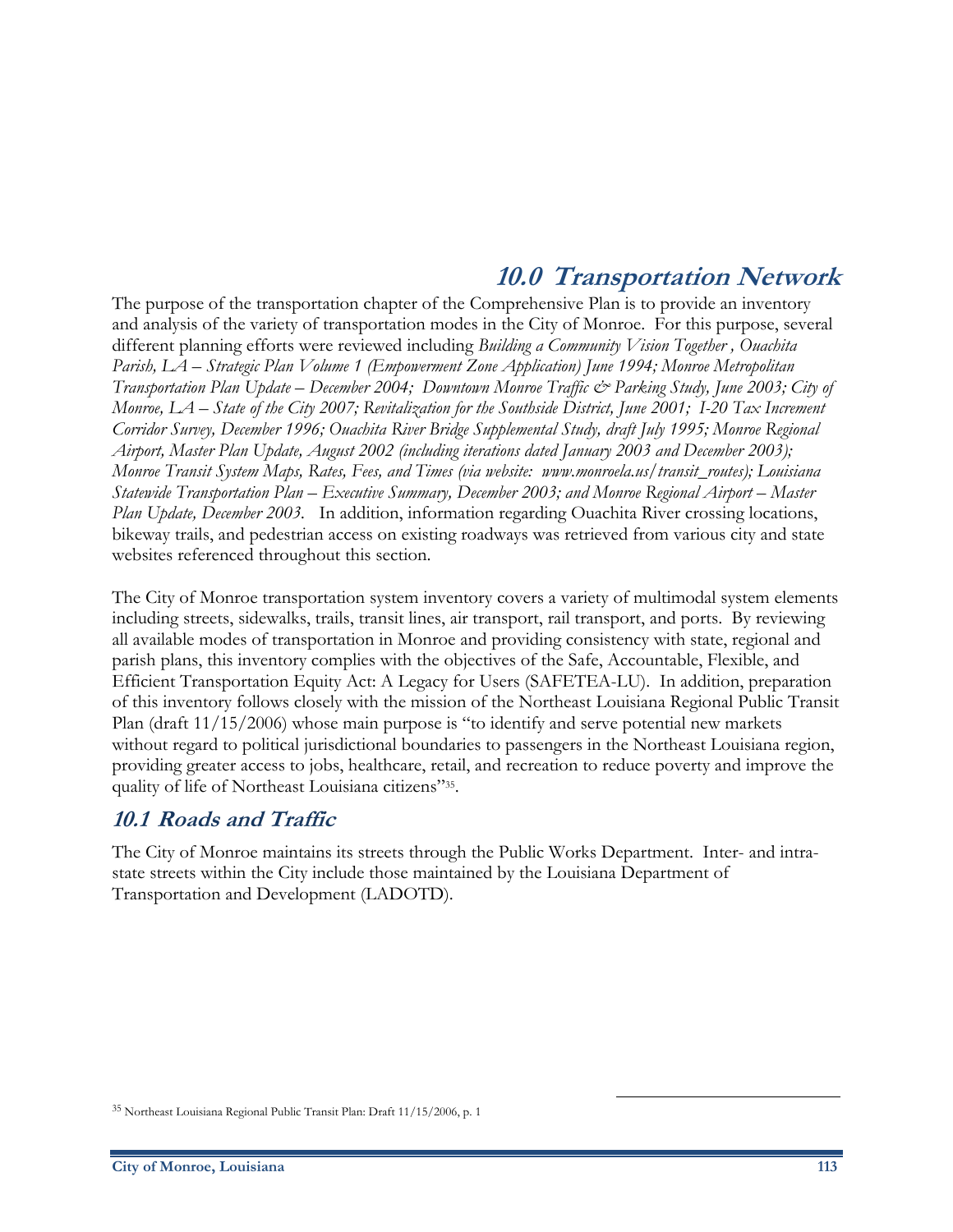# 10.0 Transportation Network

The purpose of the transportation chapter of the Comprehensive Plan is to provide an inventory and analysis of the variety of transportation modes in the City of Monroe. For this purpose, several different planning efforts were reviewed including *Building a Community Vision Together , Ouachita Parish, LA – Strategic Plan Volume 1 (Empowerment Zone Application) June 1994; Monroe Metropolitan Transportation Plan Update – December 2004; Downtown Monroe Traffic & Parking Study, June 2003; City of Monroe, LA – State of the City 2007; Revitalization for the Southside District, June 2001; I-20 Tax Increment Corridor Survey, December 1996; Ouachita River Bridge Supplemental Study, draft July 1995; Monroe Regional Airport, Master Plan Update, August 2002 (including iterations dated January 2003 and December 2003); Monroe Transit System Maps, Rates, Fees, and Times (via website: www.monroela.us/transit_routes); Louisiana Statewide Transportation Plan – Executive Summary, December 2003; and Monroe Regional Airport – Master Plan Update, December 2003.* In addition, information regarding Ouachita River crossing locations, bikeway trails, and pedestrian access on existing roadways was retrieved from various city and state websites referenced throughout this section.

The City of Monroe transportation system inventory covers a variety of multimodal system elements including streets, sidewalks, trails, transit lines, air transport, rail transport, and ports. By reviewing all available modes of transportation in Monroe and providing consistency with state, regional and parish plans, this inventory complies with the objectives of the Safe, Accountable, Flexible, and Efficient Transportation Equity Act: A Legacy for Users (SAFETEA-LU). In addition, preparation of this inventory follows closely with the mission of the Northeast Louisiana Regional Public Transit Plan (draft 11/15/2006) whose main purpose is "to identify and serve potential new markets without regard to political jurisdictional boundaries to passengers in the Northeast Louisiana region, providing greater access to jobs, healthcare, retail, and recreation to reduce poverty and improve the quality of life of Northeast Louisiana citizens"[35].

## 10.1 Roads and Traffic

The City of Monroe maintains its streets through the Public Works Department. Inter- and intra-state streets within the City include those maintained by the Louisiana Department of Transportation and Development (LADOTD).

---

[35] Northeast Louisiana Regional Public Transit Plan: Draft 11/15/2006, p. 1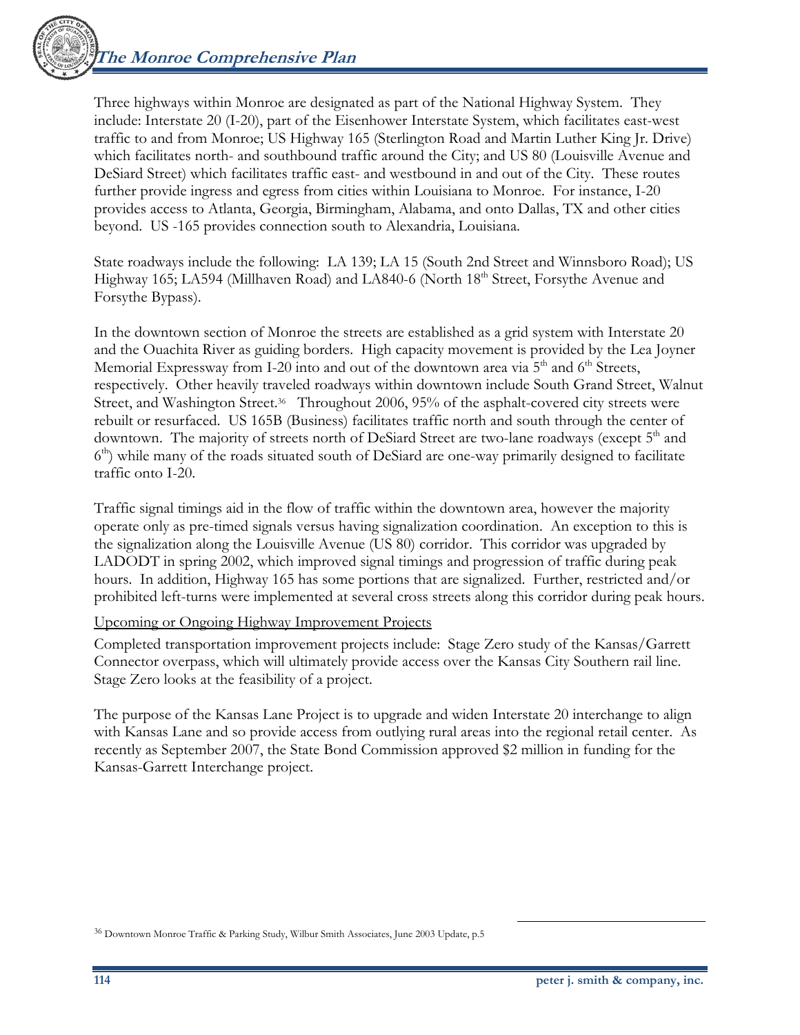Three highways within Monroe are designated as part of the National Highway System. They include: Interstate 20 (I-20), part of the Eisenhower Interstate System, which facilitates east-west traffic to and from Monroe; US Highway 165 (Sterlington Road and Martin Luther King Jr. Drive) which facilitates north- and southbound traffic around the City; and US 80 (Louisville Avenue and DeSiard Street) which facilitates traffic east- and westbound in and out of the City. These routes further provide ingress and egress from cities within Louisiana to Monroe. For instance, I-20 provides access to Atlanta, Georgia, Birmingham, Alabama, and onto Dallas, TX and other cities beyond. US -165 provides connection south to Alexandria, Louisiana.

State roadways include the following: LA 139; LA 15 (South 2nd Street and Winnsboro Road); US Highway 165; LA594 (Millhaven Road) and LA840-6 (North 18th Street, Forsythe Avenue and Forsythe Bypass).

In the downtown section of Monroe the streets are established as a grid system with Interstate 20 and the Ouachita River as guiding borders. High capacity movement is provided by the Lea Joyner Memorial Expressway from I-20 into and out of the downtown area via 5th and 6th Streets, respectively. Other heavily traveled roadways within downtown include South Grand Street, Walnut Street, and Washington Street.[36] Throughout 2006, 95% of the asphalt-covered city streets were rebuilt or resurfaced. US 165B (Business) facilitates traffic north and south through the center of downtown. The majority of streets north of DeSiard Street are two-lane roadways (except 5th and 6th) while many of the roads situated south of DeSiard are one-way primarily designed to facilitate traffic onto I-20.

Traffic signal timings aid in the flow of traffic within the downtown area, however the majority operate only as pre-timed signals versus having signalization coordination. An exception to this is the signalization along the Louisville Avenue (US 80) corridor. This corridor was upgraded by LADODT in spring 2002, which improved signal timings and progression of traffic during peak hours. In addition, Highway 165 has some portions that are signalized. Further, restricted and/or prohibited left-turns were implemented at several cross streets along this corridor during peak hours.

<u>Upcoming or Ongoing Highway Improvement Projects</u>

Completed transportation improvement projects include: Stage Zero study of the Kansas/Garrett Connector overpass, which will ultimately provide access over the Kansas City Southern rail line. Stage Zero looks at the feasibility of a project.

The purpose of the Kansas Lane Project is to upgrade and widen Interstate 20 interchange to align with Kansas Lane and so provide access from outlying rural areas into the regional retail center. As recently as September 2007, the State Bond Commission approved $2 million in funding for the Kansas-Garrett Interchange project.

---

[36] Downtown Monroe Traffic & Parking Study, Wilbur Smith Associates, June 2003 Update, p.5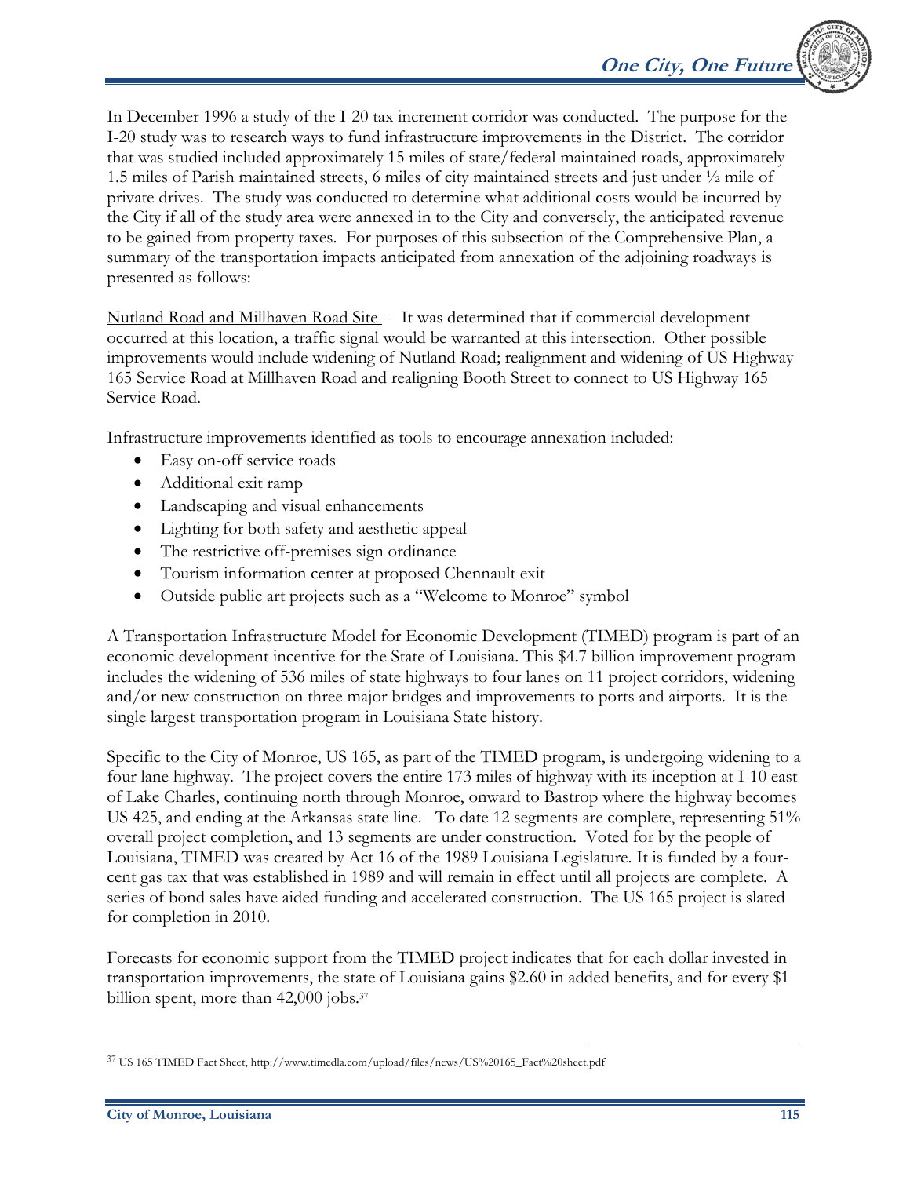In December 1996 a study of the I-20 tax increment corridor was conducted. The purpose for the I-20 study was to research ways to fund infrastructure improvements in the District. The corridor that was studied included approximately 15 miles of state/federal maintained roads, approximately 1.5 miles of Parish maintained streets, 6 miles of city maintained streets and just under ½ mile of private drives. The study was conducted to determine what additional costs would be incurred by the City if all of the study area were annexed in to the City and conversely, the anticipated revenue to be gained from property taxes. For purposes of this subsection of the Comprehensive Plan, a summary of the transportation impacts anticipated from annexation of the adjoining roadways is presented as follows:

<u>Nutland Road and Millhaven Road Site</u> - It was determined that if commercial development occurred at this location, a traffic signal would be warranted at this intersection. Other possible improvements would include widening of Nutland Road; realignment and widening of US Highway 165 Service Road at Millhaven Road and realigning Booth Street to connect to US Highway 165 Service Road.

Infrastructure improvements identified as tools to encourage annexation included:

- Easy on-off service roads
- Additional exit ramp
- Landscaping and visual enhancements
- Lighting for both safety and aesthetic appeal
- The restrictive off-premises sign ordinance
- Tourism information center at proposed Chennault exit
- Outside public art projects such as a "Welcome to Monroe" symbol

A Transportation Infrastructure Model for Economic Development (TIMED) program is part of an economic development incentive for the State of Louisiana. This $4.7 billion improvement program includes the widening of 536 miles of state highways to four lanes on 11 project corridors, widening and/or new construction on three major bridges and improvements to ports and airports. It is the single largest transportation program in Louisiana State history.

Specific to the City of Monroe, US 165, as part of the TIMED program, is undergoing widening to a four lane highway. The project covers the entire 173 miles of highway with its inception at I-10 east of Lake Charles, continuing north through Monroe, onward to Bastrop where the highway becomes US 425, and ending at the Arkansas state line. To date 12 segments are complete, representing 51% overall project completion, and 13 segments are under construction. Voted for by the people of Louisiana, TIMED was created by Act 16 of the 1989 Louisiana Legislature. It is funded by a four-cent gas tax that was established in 1989 and will remain in effect until all projects are complete. A series of bond sales have aided funding and accelerated construction. The US 165 project is slated for completion in 2010.

Forecasts for economic support from the TIMED project indicates that for each dollar invested in transportation improvements, the state of Louisiana gains $2.60 in added benefits, and for every $1 billion spent, more than 42,000 jobs.[37]

---

[37] US 165 TIMED Fact Sheet, http://www.timedla.com/upload/files/news/US%20165_Fact%20sheet.pdf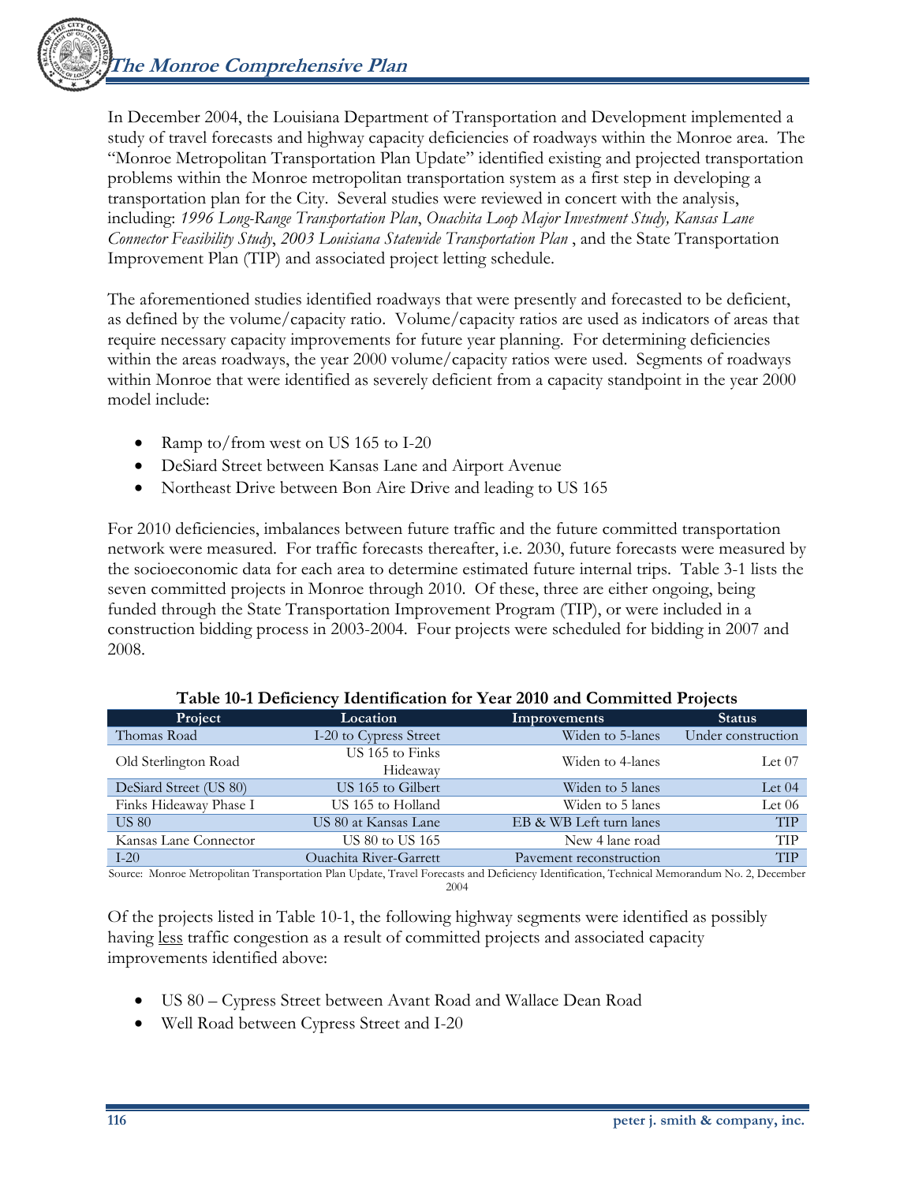In December 2004, the Louisiana Department of Transportation and Development implemented a study of travel forecasts and highway capacity deficiencies of roadways within the Monroe area. The "Monroe Metropolitan Transportation Plan Update" identified existing and projected transportation problems within the Monroe metropolitan transportation system as a first step in developing a transportation plan for the City. Several studies were reviewed in concert with the analysis, including: *1996 Long-Range Transportation Plan*, *Ouachita Loop Major Investment Study, Kansas Lane Connector Feasibility Study*, *2003 Louisiana Statewide Transportation Plan* , and the State Transportation Improvement Plan (TIP) and associated project letting schedule.

The aforementioned studies identified roadways that were presently and forecasted to be deficient, as defined by the volume/capacity ratio. Volume/capacity ratios are used as indicators of areas that require necessary capacity improvements for future year planning. For determining deficiencies within the areas roadways, the year 2000 volume/capacity ratios were used. Segments of roadways within Monroe that were identified as severely deficient from a capacity standpoint in the year 2000 model include:

- Ramp to/from west on US 165 to I-20
- DeSiard Street between Kansas Lane and Airport Avenue
- Northeast Drive between Bon Aire Drive and leading to US 165

For 2010 deficiencies, imbalances between future traffic and the future committed transportation network were measured. For traffic forecasts thereafter, i.e. 2030, future forecasts were measured by the socioeconomic data for each area to determine estimated future internal trips. Table 3-1 lists the seven committed projects in Monroe through 2010. Of these, three are either ongoing, being funded through the State Transportation Improvement Program (TIP), or were included in a construction bidding process in 2003-2004. Four projects were scheduled for bidding in 2007 and 2008.

**Table 10-1 Deficiency Identification for Year 2010 and Committed Projects**

| Project | Location | Improvements | Status |
|---|---|---|---|
| Thomas Road | I-20 to Cypress Street | Widen to 5-lanes | Under construction |
| Old Sterlington Road | US 165 to Finks Hideaway | Widen to 4-lanes | Let 07 |
| DeSiard Street (US 80) | US 165 to Gilbert | Widen to 5 lanes | Let 04 |
| Finks Hideaway Phase I | US 165 to Holland | Widen to 5 lanes | Let 06 |
| US 80 | US 80 at Kansas Lane | EB & WB Left turn lanes | TIP |
| Kansas Lane Connector | US 80 to US 165 | New 4 lane road | TIP |
| I-20 | Ouachita River-Garrett | Pavement reconstruction | TIP |

Source: Monroe Metropolitan Transportation Plan Update, Travel Forecasts and Deficiency Identification, Technical Memorandum No. 2, December 2004

Of the projects listed in Table 10-1, the following highway segments were identified as possibly having <u>less</u> traffic congestion as a result of committed projects and associated capacity improvements identified above:

- US 80 – Cypress Street between Avant Road and Wallace Dean Road
- Well Road between Cypress Street and I-20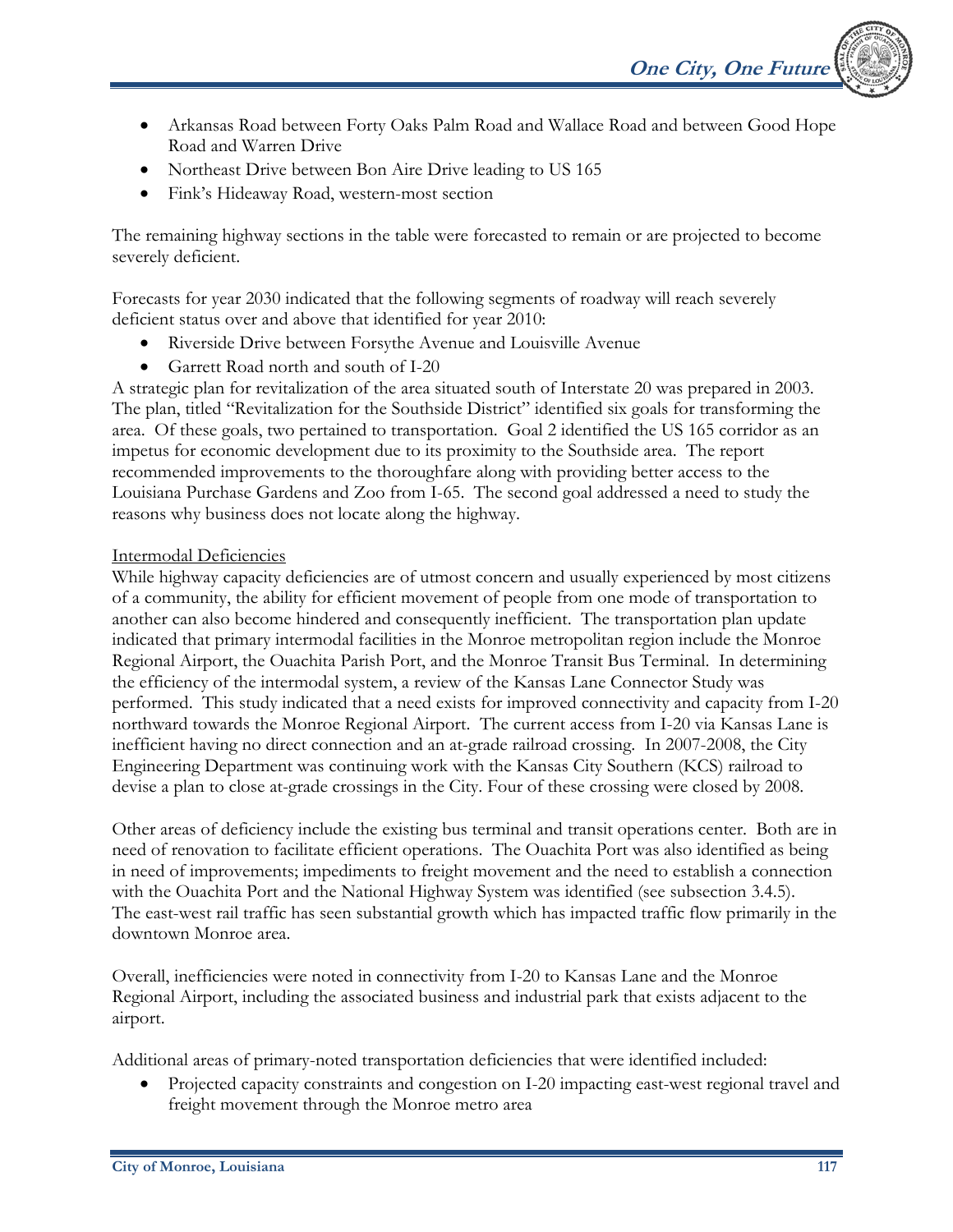- Arkansas Road between Forty Oaks Palm Road and Wallace Road and between Good Hope Road and Warren Drive
- Northeast Drive between Bon Aire Drive leading to US 165
- Fink's Hideaway Road, western-most section

The remaining highway sections in the table were forecasted to remain or are projected to become severely deficient.

Forecasts for year 2030 indicated that the following segments of roadway will reach severely deficient status over and above that identified for year 2010:

- Riverside Drive between Forsythe Avenue and Louisville Avenue
- Garrett Road north and south of I-20

A strategic plan for revitalization of the area situated south of Interstate 20 was prepared in 2003. The plan, titled "Revitalization for the Southside District" identified six goals for transforming the area. Of these goals, two pertained to transportation. Goal 2 identified the US 165 corridor as an impetus for economic development due to its proximity to the Southside area. The report recommended improvements to the thoroughfare along with providing better access to the Louisiana Purchase Gardens and Zoo from I-65. The second goal addressed a need to study the reasons why business does not locate along the highway.

<u>Intermodal Deficiencies</u>

While highway capacity deficiencies are of utmost concern and usually experienced by most citizens of a community, the ability for efficient movement of people from one mode of transportation to another can also become hindered and consequently inefficient. The transportation plan update indicated that primary intermodal facilities in the Monroe metropolitan region include the Monroe Regional Airport, the Ouachita Parish Port, and the Monroe Transit Bus Terminal. In determining the efficiency of the intermodal system, a review of the Kansas Lane Connector Study was performed. This study indicated that a need exists for improved connectivity and capacity from I-20 northward towards the Monroe Regional Airport. The current access from I-20 via Kansas Lane is inefficient having no direct connection and an at-grade railroad crossing. In 2007-2008, the City Engineering Department was continuing work with the Kansas City Southern (KCS) railroad to devise a plan to close at-grade crossings in the City. Four of these crossing were closed by 2008.

Other areas of deficiency include the existing bus terminal and transit operations center. Both are in need of renovation to facilitate efficient operations. The Ouachita Port was also identified as being in need of improvements; impediments to freight movement and the need to establish a connection with the Ouachita Port and the National Highway System was identified (see subsection 3.4.5). The east-west rail traffic has seen substantial growth which has impacted traffic flow primarily in the downtown Monroe area.

Overall, inefficiencies were noted in connectivity from I-20 to Kansas Lane and the Monroe Regional Airport, including the associated business and industrial park that exists adjacent to the airport.

Additional areas of primary-noted transportation deficiencies that were identified included:

- Projected capacity constraints and congestion on I-20 impacting east-west regional travel and freight movement through the Monroe metro area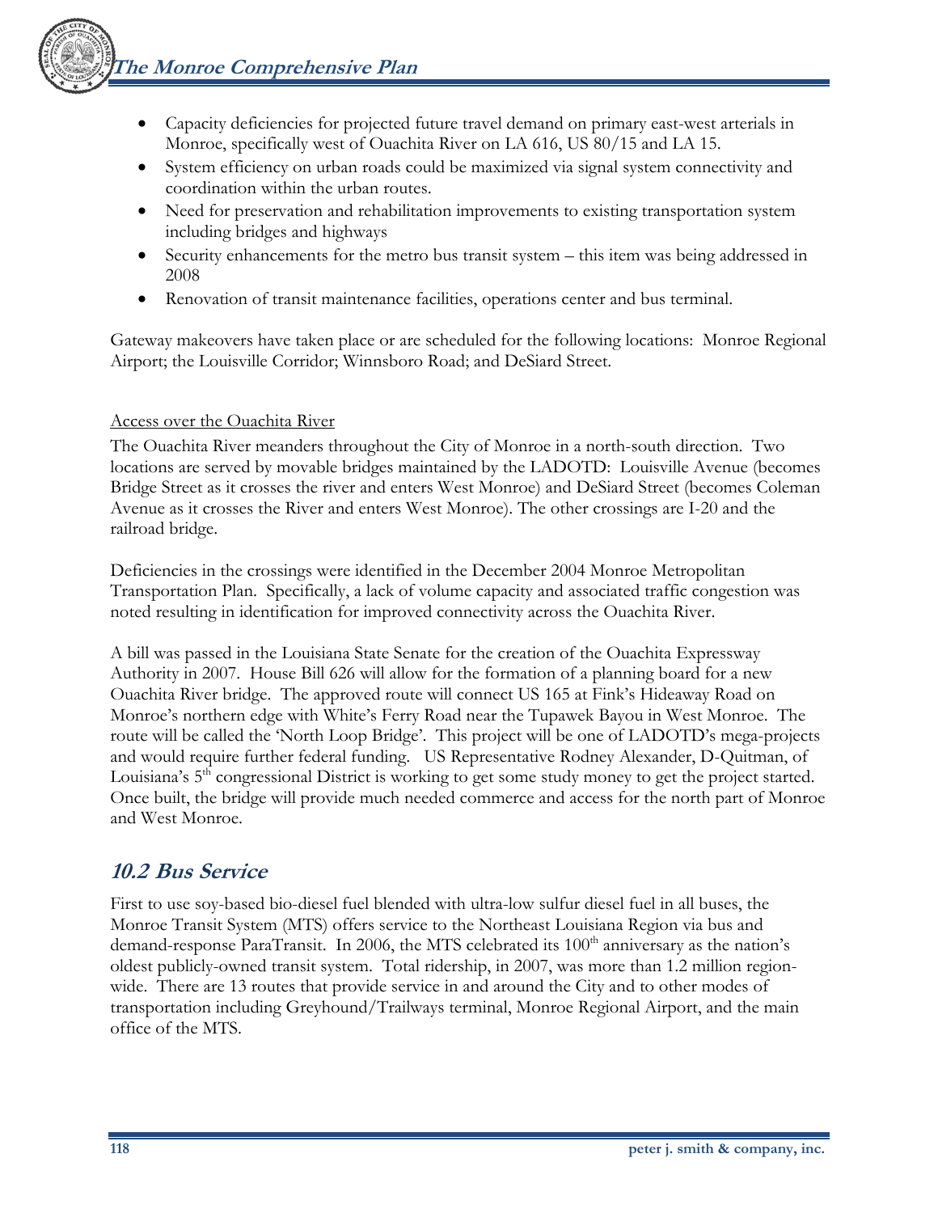- Capacity deficiencies for projected future travel demand on primary east-west arterials in Monroe, specifically west of Ouachita River on LA 616, US 80/15 and LA 15.
- System efficiency on urban roads could be maximized via signal system connectivity and coordination within the urban routes.
- Need for preservation and rehabilitation improvements to existing transportation system including bridges and highways
- Security enhancements for the metro bus transit system – this item was being addressed in 2008
- Renovation of transit maintenance facilities, operations center and bus terminal.

Gateway makeovers have taken place or are scheduled for the following locations: Monroe Regional Airport; the Louisville Corridor; Winnsboro Road; and DeSiard Street.

Access over the Ouachita River

The Ouachita River meanders throughout the City of Monroe in a north-south direction. Two locations are served by movable bridges maintained by the LADOTD: Louisville Avenue (becomes Bridge Street as it crosses the river and enters West Monroe) and DeSiard Street (becomes Coleman Avenue as it crosses the River and enters West Monroe). The other crossings are I-20 and the railroad bridge.

Deficiencies in the crossings were identified in the December 2004 Monroe Metropolitan Transportation Plan. Specifically, a lack of volume capacity and associated traffic congestion was noted resulting in identification for improved connectivity across the Ouachita River.

A bill was passed in the Louisiana State Senate for the creation of the Ouachita Expressway Authority in 2007. House Bill 626 will allow for the formation of a planning board for a new Ouachita River bridge. The approved route will connect US 165 at Fink's Hideaway Road on Monroe's northern edge with White's Ferry Road near the Tupawek Bayou in West Monroe. The route will be called the 'North Loop Bridge'. This project will be one of LADOTD's mega-projects and would require further federal funding. US Representative Rodney Alexander, D-Quitman, of Louisiana's 5th congressional District is working to get some study money to get the project started. Once built, the bridge will provide much needed commerce and access for the north part of Monroe and West Monroe.

## *10.2 Bus Service*

First to use soy-based bio-diesel fuel blended with ultra-low sulfur diesel fuel in all buses, the Monroe Transit System (MTS) offers service to the Northeast Louisiana Region via bus and demand-response ParaTransit. In 2006, the MTS celebrated its 100th anniversary as the nation's oldest publicly-owned transit system. Total ridership, in 2007, was more than 1.2 million region-wide. There are 13 routes that provide service in and around the City and to other modes of transportation including Greyhound/Trailways terminal, Monroe Regional Airport, and the main office of the MTS.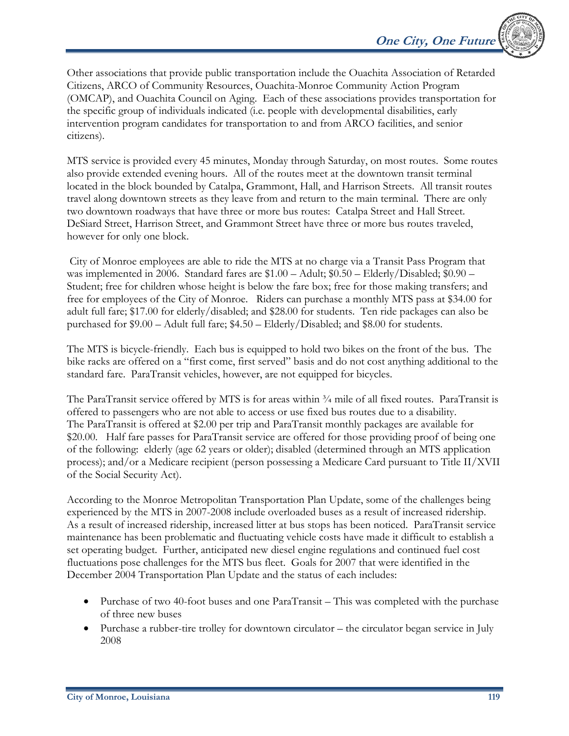Other associations that provide public transportation include the Ouachita Association of Retarded Citizens, ARCO of Community Resources, Ouachita-Monroe Community Action Program (OMCAP), and Ouachita Council on Aging. Each of these associations provides transportation for the specific group of individuals indicated (i.e. people with developmental disabilities, early intervention program candidates for transportation to and from ARCO facilities, and senior citizens).

MTS service is provided every 45 minutes, Monday through Saturday, on most routes. Some routes also provide extended evening hours. All of the routes meet at the downtown transit terminal located in the block bounded by Catalpa, Grammont, Hall, and Harrison Streets. All transit routes travel along downtown streets as they leave from and return to the main terminal. There are only two downtown roadways that have three or more bus routes: Catalpa Street and Hall Street. DeSiard Street, Harrison Street, and Grammont Street have three or more bus routes traveled, however for only one block.

City of Monroe employees are able to ride the MTS at no charge via a Transit Pass Program that was implemented in 2006. Standard fares are $1.00 – Adult; $0.50 – Elderly/Disabled; $0.90 – Student; free for children whose height is below the fare box; free for those making transfers; and free for employees of the City of Monroe. Riders can purchase a monthly MTS pass at $34.00 for adult full fare; $17.00 for elderly/disabled; and $28.00 for students. Ten ride packages can also be purchased for $9.00 – Adult full fare; $4.50 – Elderly/Disabled; and $8.00 for students.

The MTS is bicycle-friendly. Each bus is equipped to hold two bikes on the front of the bus. The bike racks are offered on a "first come, first served" basis and do not cost anything additional to the standard fare. ParaTransit vehicles, however, are not equipped for bicycles.

The ParaTransit service offered by MTS is for areas within ¾ mile of all fixed routes. ParaTransit is offered to passengers who are not able to access or use fixed bus routes due to a disability. The ParaTransit is offered at $2.00 per trip and ParaTransit monthly packages are available for $20.00. Half fare passes for ParaTransit service are offered for those providing proof of being one of the following: elderly (age 62 years or older); disabled (determined through an MTS application process); and/or a Medicare recipient (person possessing a Medicare Card pursuant to Title II/XVII of the Social Security Act).

According to the Monroe Metropolitan Transportation Plan Update, some of the challenges being experienced by the MTS in 2007-2008 include overloaded buses as a result of increased ridership. As a result of increased ridership, increased litter at bus stops has been noticed. ParaTransit service maintenance has been problematic and fluctuating vehicle costs have made it difficult to establish a set operating budget. Further, anticipated new diesel engine regulations and continued fuel cost fluctuations pose challenges for the MTS bus fleet. Goals for 2007 that were identified in the December 2004 Transportation Plan Update and the status of each includes:

- Purchase of two 40-foot buses and one ParaTransit – This was completed with the purchase of three new buses
- Purchase a rubber-tire trolley for downtown circulator – the circulator began service in July 2008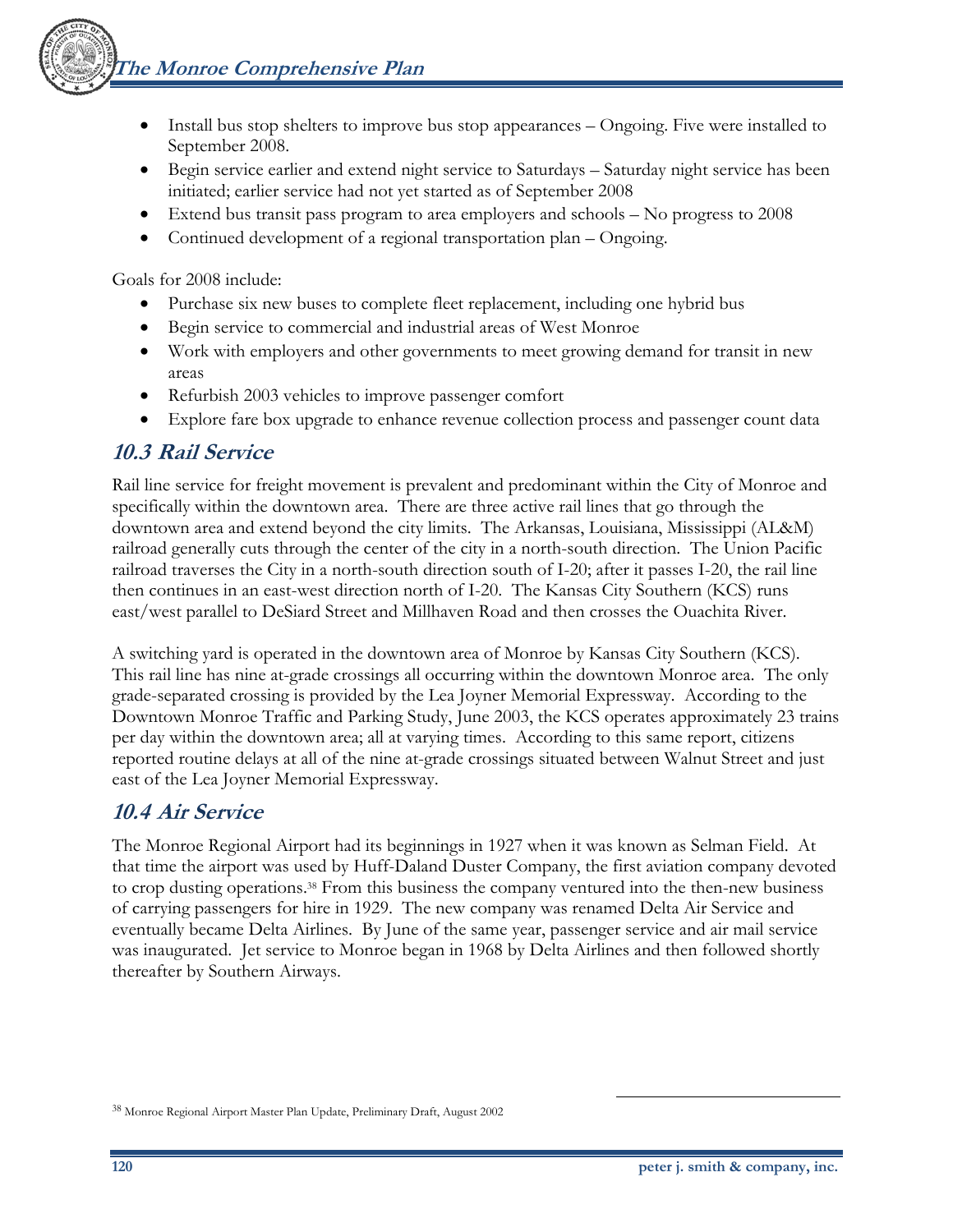- Install bus stop shelters to improve bus stop appearances – Ongoing. Five were installed to September 2008.
- Begin service earlier and extend night service to Saturdays – Saturday night service has been initiated; earlier service had not yet started as of September 2008
- Extend bus transit pass program to area employers and schools – No progress to 2008
- Continued development of a regional transportation plan – Ongoing.

Goals for 2008 include:

- Purchase six new buses to complete fleet replacement, including one hybrid bus
- Begin service to commercial and industrial areas of West Monroe
- Work with employers and other governments to meet growing demand for transit in new areas
- Refurbish 2003 vehicles to improve passenger comfort
- Explore fare box upgrade to enhance revenue collection process and passenger count data

## 10.3 Rail Service

Rail line service for freight movement is prevalent and predominant within the City of Monroe and specifically within the downtown area. There are three active rail lines that go through the downtown area and extend beyond the city limits. The Arkansas, Louisiana, Mississippi (AL&M) railroad generally cuts through the center of the city in a north-south direction. The Union Pacific railroad traverses the City in a north-south direction south of I-20; after it passes I-20, the rail line then continues in an east-west direction north of I-20. The Kansas City Southern (KCS) runs east/west parallel to DeSiard Street and Millhaven Road and then crosses the Ouachita River.

A switching yard is operated in the downtown area of Monroe by Kansas City Southern (KCS). This rail line has nine at-grade crossings all occurring within the downtown Monroe area. The only grade-separated crossing is provided by the Lea Joyner Memorial Expressway. According to the Downtown Monroe Traffic and Parking Study, June 2003, the KCS operates approximately 23 trains per day within the downtown area; all at varying times. According to this same report, citizens reported routine delays at all of the nine at-grade crossings situated between Walnut Street and just east of the Lea Joyner Memorial Expressway.

## 10.4 Air Service

The Monroe Regional Airport had its beginnings in 1927 when it was known as Selman Field. At that time the airport was used by Huff-Daland Duster Company, the first aviation company devoted to crop dusting operations.[38] From this business the company ventured into the then-new business of carrying passengers for hire in 1929. The new company was renamed Delta Air Service and eventually became Delta Airlines. By June of the same year, passenger service and air mail service was inaugurated. Jet service to Monroe began in 1968 by Delta Airlines and then followed shortly thereafter by Southern Airways.

[38] Monroe Regional Airport Master Plan Update, Preliminary Draft, August 2002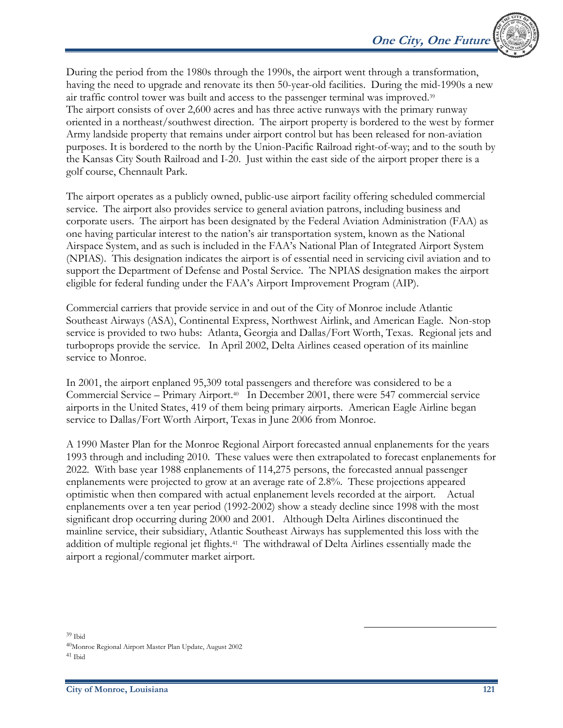During the period from the 1980s through the 1990s, the airport went through a transformation, having the need to upgrade and renovate its then 50-year-old facilities. During the mid-1990s a new air traffic control tower was built and access to the passenger terminal was improved.[39]
The airport consists of over 2,600 acres and has three active runways with the primary runway oriented in a northeast/southwest direction. The airport property is bordered to the west by former Army landside property that remains under airport control but has been released for non-aviation purposes. It is bordered to the north by the Union-Pacific Railroad right-of-way; and to the south by the Kansas City South Railroad and I-20. Just within the east side of the airport proper there is a golf course, Chennault Park.

The airport operates as a publicly owned, public-use airport facility offering scheduled commercial service. The airport also provides service to general aviation patrons, including business and corporate users. The airport has been designated by the Federal Aviation Administration (FAA) as one having particular interest to the nation's air transportation system, known as the National Airspace System, and as such is included in the FAA's National Plan of Integrated Airport System (NPIAS). This designation indicates the airport is of essential need in servicing civil aviation and to support the Department of Defense and Postal Service. The NPIAS designation makes the airport eligible for federal funding under the FAA's Airport Improvement Program (AIP).

Commercial carriers that provide service in and out of the City of Monroe include Atlantic Southeast Airways (ASA), Continental Express, Northwest Airlink, and American Eagle. Non-stop service is provided to two hubs: Atlanta, Georgia and Dallas/Fort Worth, Texas. Regional jets and turboprops provide the service. In April 2002, Delta Airlines ceased operation of its mainline service to Monroe.

In 2001, the airport enplaned 95,309 total passengers and therefore was considered to be a Commercial Service – Primary Airport.[40] In December 2001, there were 547 commercial service airports in the United States, 419 of them being primary airports. American Eagle Airline began service to Dallas/Fort Worth Airport, Texas in June 2006 from Monroe.

A 1990 Master Plan for the Monroe Regional Airport forecasted annual enplanements for the years 1993 through and including 2010. These values were then extrapolated to forecast enplanements for 2022. With base year 1988 enplanements of 114,275 persons, the forecasted annual passenger enplanements were projected to grow at an average rate of 2.8%. These projections appeared optimistic when then compared with actual enplanement levels recorded at the airport. Actual enplanements over a ten year period (1992-2002) show a steady decline since 1998 with the most significant drop occurring during 2000 and 2001. Although Delta Airlines discontinued the mainline service, their subsidiary, Atlantic Southeast Airways has supplemented this loss with the addition of multiple regional jet flights.[41] The withdrawal of Delta Airlines essentially made the airport a regional/commuter market airport.

---

[39] Ibid

[40] Monroe Regional Airport Master Plan Update, August 2002

[41] Ibid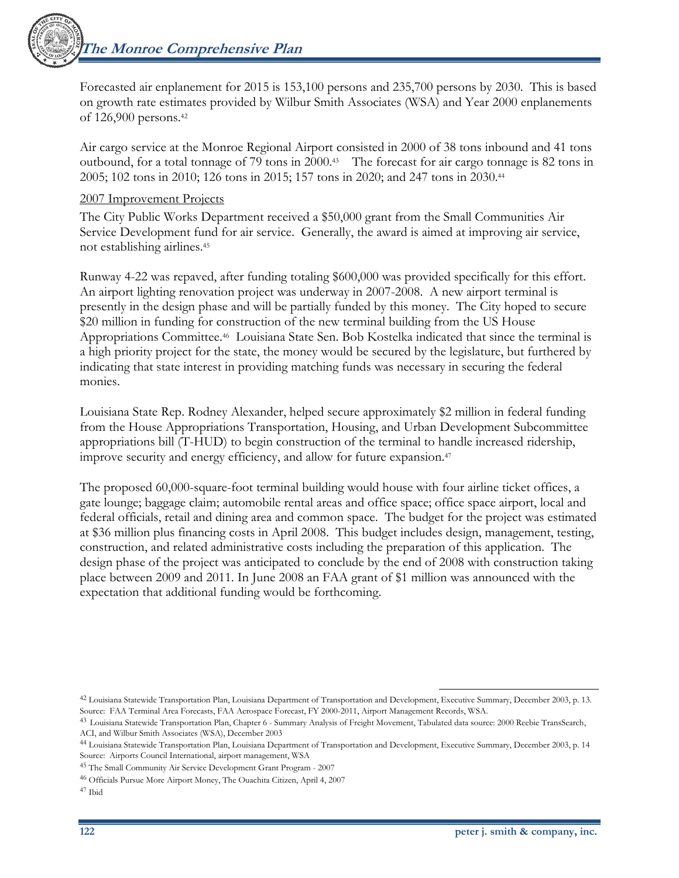Forecasted air enplanement for 2015 is 153,100 persons and 235,700 persons by 2030. This is based on growth rate estimates provided by Wilbur Smith Associates (WSA) and Year 2000 enplanements of 126,900 persons.[42]

Air cargo service at the Monroe Regional Airport consisted in 2000 of 38 tons inbound and 41 tons outbound, for a total tonnage of 79 tons in 2000.[43] The forecast for air cargo tonnage is 82 tons in 2005; 102 tons in 2010; 126 tons in 2015; 157 tons in 2020; and 247 tons in 2030.[44]

<u>2007 Improvement Projects</u>

The City Public Works Department received a $50,000 grant from the Small Communities Air Service Development fund for air service. Generally, the award is aimed at improving air service, not establishing airlines.[45]

Runway 4-22 was repaved, after funding totaling $600,000 was provided specifically for this effort. An airport lighting renovation project was underway in 2007-2008. A new airport terminal is presently in the design phase and will be partially funded by this money. The City hoped to secure $20 million in funding for construction of the new terminal building from the US House Appropriations Committee.[46] Louisiana State Sen. Bob Kostelka indicated that since the terminal is a high priority project for the state, the money would be secured by the legislature, but furthered by indicating that state interest in providing matching funds was necessary in securing the federal monies.

Louisiana State Rep. Rodney Alexander, helped secure approximately $2 million in federal funding from the House Appropriations Transportation, Housing, and Urban Development Subcommittee appropriations bill (T-HUD) to begin construction of the terminal to handle increased ridership, improve security and energy efficiency, and allow for future expansion.[47]

The proposed 60,000-square-foot terminal building would house with four airline ticket offices, a gate lounge; baggage claim; automobile rental areas and office space; office space airport, local and federal officials, retail and dining area and common space. The budget for the project was estimated at $36 million plus financing costs in April 2008. This budget includes design, management, testing, construction, and related administrative costs including the preparation of this application. The design phase of the project was anticipated to conclude by the end of 2008 with construction taking place between 2009 and 2011. In June 2008 an FAA grant of $1 million was announced with the expectation that additional funding would be forthcoming.

---

[42] Louisiana Statewide Transportation Plan, Louisiana Department of Transportation and Development, Executive Summary, December 2003, p. 13. Source: FAA Terminal Area Forecasts, FAA Aerospace Forecast, FY 2000-2011, Airport Management Records, WSA.

[43] Louisiana Statewide Transportation Plan, Chapter 6 - Summary Analysis of Freight Movement, Tabulated data source: 2000 Reebie TransSearch, ACI, and Wilbur Smith Associates (WSA), December 2003

[44] Louisiana Statewide Transportation Plan, Louisiana Department of Transportation and Development, Executive Summary, December 2003, p. 14 Source: Airports Council International, airport management, WSA

[45] The Small Community Air Service Development Grant Program - 2007

[46] Officials Pursue More Airport Money, The Ouachita Citizen, April 4, 2007

[47] Ibid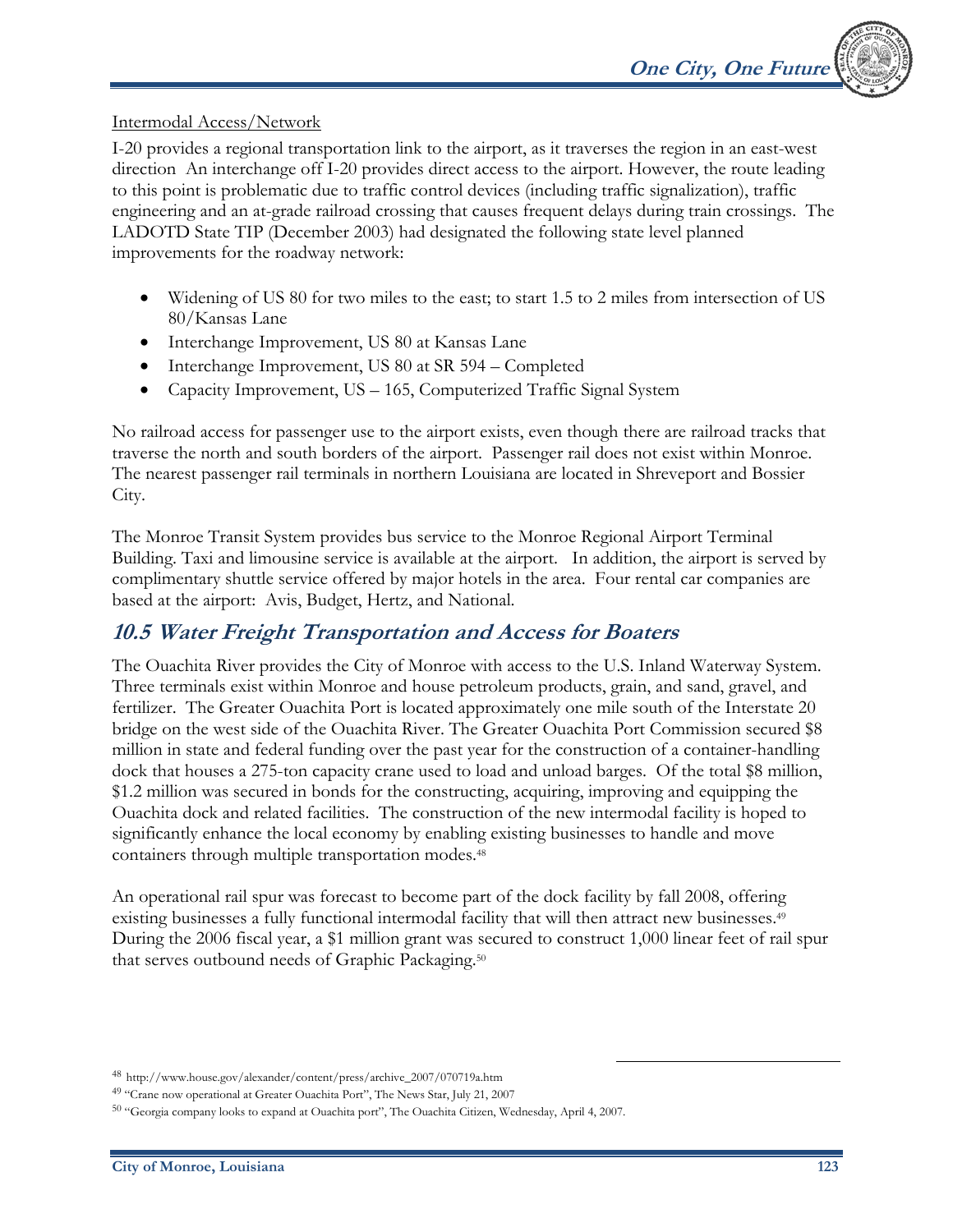Intermodal Access/Network

I-20 provides a regional transportation link to the airport, as it traverses the region in an east-west direction An interchange off I-20 provides direct access to the airport. However, the route leading to this point is problematic due to traffic control devices (including traffic signalization), traffic engineering and an at-grade railroad crossing that causes frequent delays during train crossings. The LADOTD State TIP (December 2003) had designated the following state level planned improvements for the roadway network:

- Widening of US 80 for two miles to the east; to start 1.5 to 2 miles from intersection of US 80/Kansas Lane
- Interchange Improvement, US 80 at Kansas Lane
- Interchange Improvement, US 80 at SR 594 – Completed
- Capacity Improvement, US – 165, Computerized Traffic Signal System

No railroad access for passenger use to the airport exists, even though there are railroad tracks that traverse the north and south borders of the airport. Passenger rail does not exist within Monroe. The nearest passenger rail terminals in northern Louisiana are located in Shreveport and Bossier City.

The Monroe Transit System provides bus service to the Monroe Regional Airport Terminal Building. Taxi and limousine service is available at the airport. In addition, the airport is served by complimentary shuttle service offered by major hotels in the area. Four rental car companies are based at the airport: Avis, Budget, Hertz, and National.

## 10.5 Water Freight Transportation and Access for Boaters

The Ouachita River provides the City of Monroe with access to the U.S. Inland Waterway System. Three terminals exist within Monroe and house petroleum products, grain, and sand, gravel, and fertilizer. The Greater Ouachita Port is located approximately one mile south of the Interstate 20 bridge on the west side of the Ouachita River. The Greater Ouachita Port Commission secured $8 million in state and federal funding over the past year for the construction of a container-handling dock that houses a 275-ton capacity crane used to load and unload barges. Of the total $8 million, $1.2 million was secured in bonds for the constructing, acquiring, improving and equipping the Ouachita dock and related facilities. The construction of the new intermodal facility is hoped to significantly enhance the local economy by enabling existing businesses to handle and move containers through multiple transportation modes.[48]

An operational rail spur was forecast to become part of the dock facility by fall 2008, offering existing businesses a fully functional intermodal facility that will then attract new businesses.[49] During the 2006 fiscal year, a $1 million grant was secured to construct 1,000 linear feet of rail spur that serves outbound needs of Graphic Packaging.[50]

---

[48] http://www.house.gov/alexander/content/press/archive_2007/070719a.htm

[49] "Crane now operational at Greater Ouachita Port", The News Star, July 21, 2007

[50] "Georgia company looks to expand at Ouachita port", The Ouachita Citizen, Wednesday, April 4, 2007.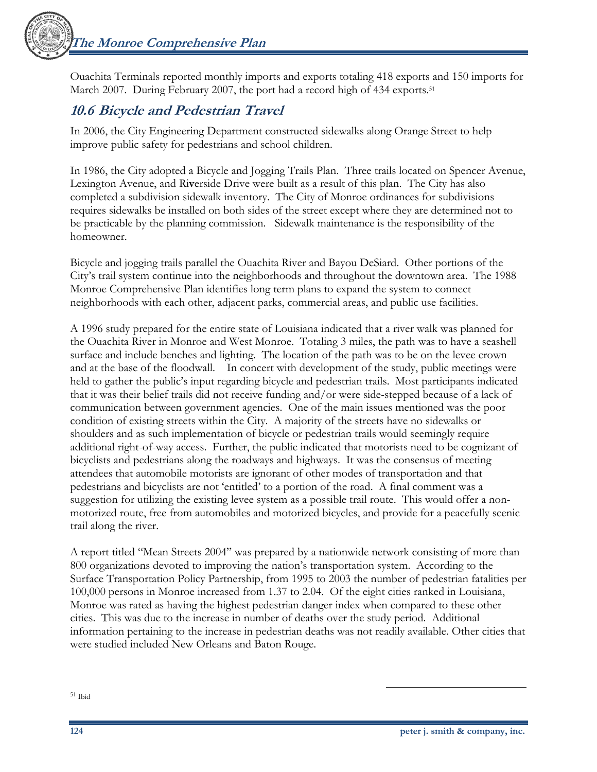Ouachita Terminals reported monthly imports and exports totaling 418 exports and 150 imports for March 2007. During February 2007, the port had a record high of 434 exports.[51]

## 10.6 Bicycle and Pedestrian Travel

In 2006, the City Engineering Department constructed sidewalks along Orange Street to help improve public safety for pedestrians and school children.

In 1986, the City adopted a Bicycle and Jogging Trails Plan. Three trails located on Spencer Avenue, Lexington Avenue, and Riverside Drive were built as a result of this plan. The City has also completed a subdivision sidewalk inventory. The City of Monroe ordinances for subdivisions requires sidewalks be installed on both sides of the street except where they are determined not to be practicable by the planning commission. Sidewalk maintenance is the responsibility of the homeowner.

Bicycle and jogging trails parallel the Ouachita River and Bayou DeSiard. Other portions of the City's trail system continue into the neighborhoods and throughout the downtown area. The 1988 Monroe Comprehensive Plan identifies long term plans to expand the system to connect neighborhoods with each other, adjacent parks, commercial areas, and public use facilities.

A 1996 study prepared for the entire state of Louisiana indicated that a river walk was planned for the Ouachita River in Monroe and West Monroe. Totaling 3 miles, the path was to have a seashell surface and include benches and lighting. The location of the path was to be on the levee crown and at the base of the floodwall. In concert with development of the study, public meetings were held to gather the public's input regarding bicycle and pedestrian trails. Most participants indicated that it was their belief trails did not receive funding and/or were side-stepped because of a lack of communication between government agencies. One of the main issues mentioned was the poor condition of existing streets within the City. A majority of the streets have no sidewalks or shoulders and as such implementation of bicycle or pedestrian trails would seemingly require additional right-of-way access. Further, the public indicated that motorists need to be cognizant of bicyclists and pedestrians along the roadways and highways. It was the consensus of meeting attendees that automobile motorists are ignorant of other modes of transportation and that pedestrians and bicyclists are not 'entitled' to a portion of the road. A final comment was a suggestion for utilizing the existing levee system as a possible trail route. This would offer a non-motorized route, free from automobiles and motorized bicycles, and provide for a peacefully scenic trail along the river.

A report titled "Mean Streets 2004" was prepared by a nationwide network consisting of more than 800 organizations devoted to improving the nation's transportation system. According to the Surface Transportation Policy Partnership, from 1995 to 2003 the number of pedestrian fatalities per 100,000 persons in Monroe increased from 1.37 to 2.04. Of the eight cities ranked in Louisiana, Monroe was rated as having the highest pedestrian danger index when compared to these other cities. This was due to the increase in number of deaths over the study period. Additional information pertaining to the increase in pedestrian deaths was not readily available. Other cities that were studied included New Orleans and Baton Rouge.

[51] Ibid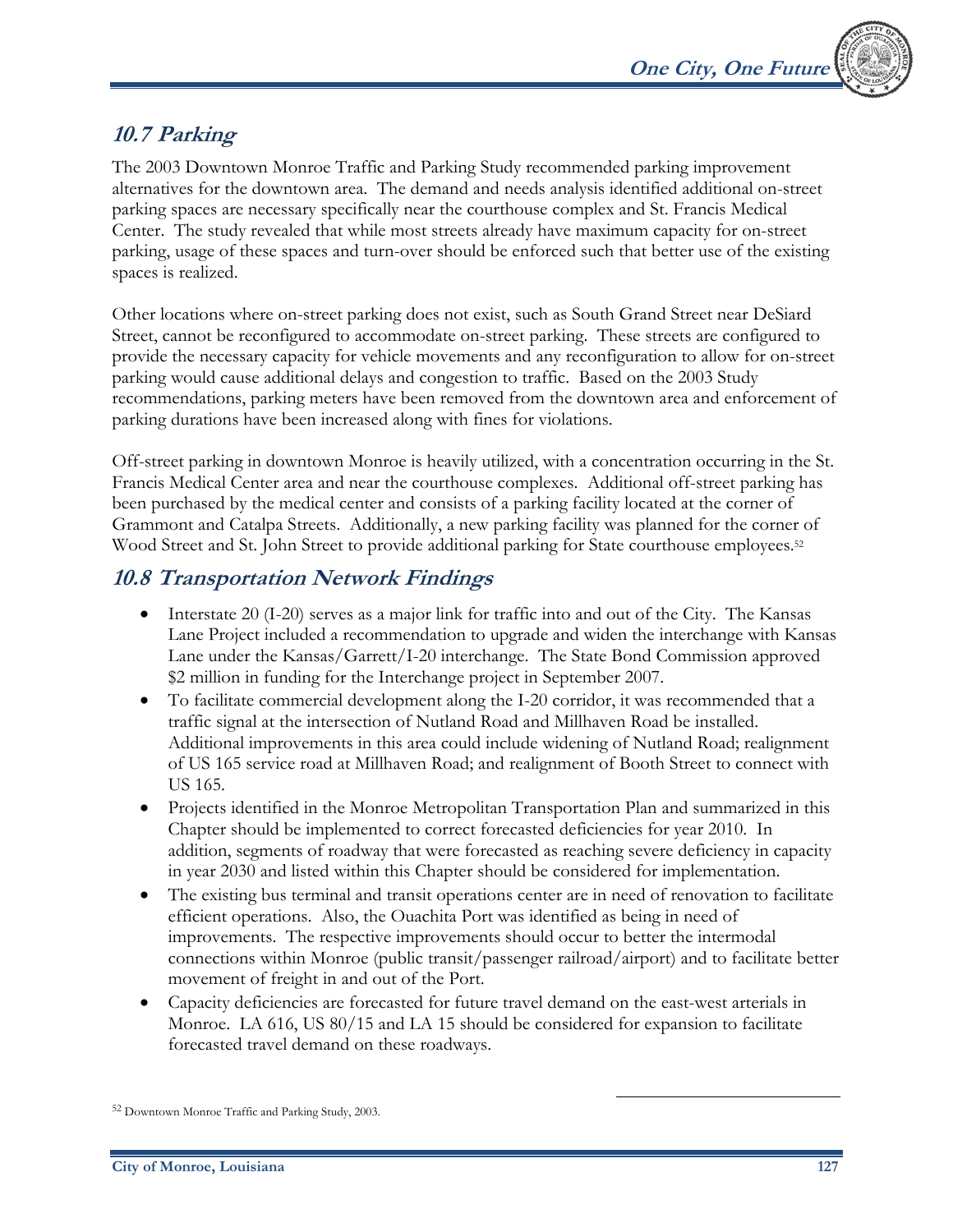## 10.7 Parking

The 2003 Downtown Monroe Traffic and Parking Study recommended parking improvement alternatives for the downtown area. The demand and needs analysis identified additional on-street parking spaces are necessary specifically near the courthouse complex and St. Francis Medical Center. The study revealed that while most streets already have maximum capacity for on-street parking, usage of these spaces and turn-over should be enforced such that better use of the existing spaces is realized.

Other locations where on-street parking does not exist, such as South Grand Street near DeSiard Street, cannot be reconfigured to accommodate on-street parking. These streets are configured to provide the necessary capacity for vehicle movements and any reconfiguration to allow for on-street parking would cause additional delays and congestion to traffic. Based on the 2003 Study recommendations, parking meters have been removed from the downtown area and enforcement of parking durations have been increased along with fines for violations.

Off-street parking in downtown Monroe is heavily utilized, with a concentration occurring in the St. Francis Medical Center area and near the courthouse complexes. Additional off-street parking has been purchased by the medical center and consists of a parking facility located at the corner of Grammont and Catalpa Streets. Additionally, a new parking facility was planned for the corner of Wood Street and St. John Street to provide additional parking for State courthouse employees.[52]

## 10.8 Transportation Network Findings

- Interstate 20 (I-20) serves as a major link for traffic into and out of the City. The Kansas Lane Project included a recommendation to upgrade and widen the interchange with Kansas Lane under the Kansas/Garrett/I-20 interchange. The State Bond Commission approved $2 million in funding for the Interchange project in September 2007.
- To facilitate commercial development along the I-20 corridor, it was recommended that a traffic signal at the intersection of Nutland Road and Millhaven Road be installed. Additional improvements in this area could include widening of Nutland Road; realignment of US 165 service road at Millhaven Road; and realignment of Booth Street to connect with US 165.
- Projects identified in the Monroe Metropolitan Transportation Plan and summarized in this Chapter should be implemented to correct forecasted deficiencies for year 2010. In addition, segments of roadway that were forecasted as reaching severe deficiency in capacity in year 2030 and listed within this Chapter should be considered for implementation.
- The existing bus terminal and transit operations center are in need of renovation to facilitate efficient operations. Also, the Ouachita Port was identified as being in need of improvements. The respective improvements should occur to better the intermodal connections within Monroe (public transit/passenger railroad/airport) and to facilitate better movement of freight in and out of the Port.
- Capacity deficiencies are forecasted for future travel demand on the east-west arterials in Monroe. LA 616, US 80/15 and LA 15 should be considered for expansion to facilitate forecasted travel demand on these roadways.

[52] Downtown Monroe Traffic and Parking Study, 2003.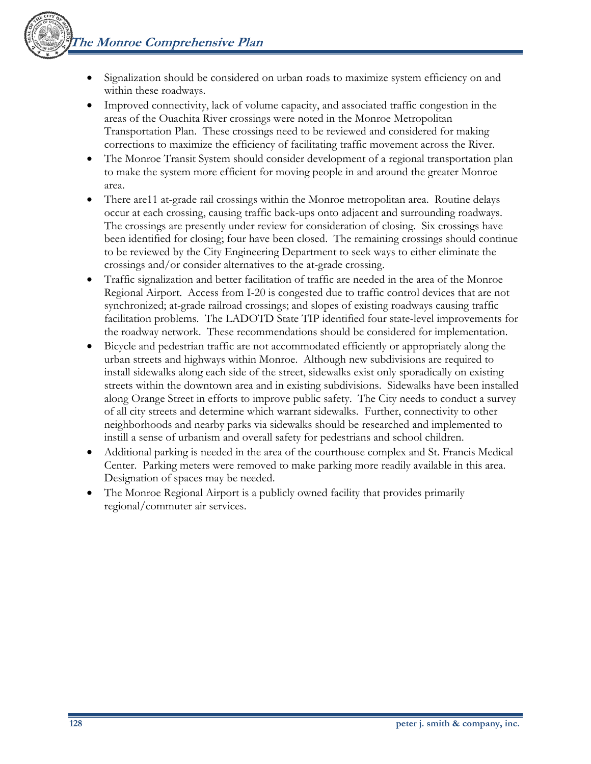- Signalization should be considered on urban roads to maximize system efficiency on and within these roadways.
- Improved connectivity, lack of volume capacity, and associated traffic congestion in the areas of the Ouachita River crossings were noted in the Monroe Metropolitan Transportation Plan. These crossings need to be reviewed and considered for making corrections to maximize the efficiency of facilitating traffic movement across the River.
- The Monroe Transit System should consider development of a regional transportation plan to make the system more efficient for moving people in and around the greater Monroe area.
- There are11 at-grade rail crossings within the Monroe metropolitan area. Routine delays occur at each crossing, causing traffic back-ups onto adjacent and surrounding roadways. The crossings are presently under review for consideration of closing. Six crossings have been identified for closing; four have been closed. The remaining crossings should continue to be reviewed by the City Engineering Department to seek ways to either eliminate the crossings and/or consider alternatives to the at-grade crossing.
- Traffic signalization and better facilitation of traffic are needed in the area of the Monroe Regional Airport. Access from I-20 is congested due to traffic control devices that are not synchronized; at-grade railroad crossings; and slopes of existing roadways causing traffic facilitation problems. The LADOTD State TIP identified four state-level improvements for the roadway network. These recommendations should be considered for implementation.
- Bicycle and pedestrian traffic are not accommodated efficiently or appropriately along the urban streets and highways within Monroe. Although new subdivisions are required to install sidewalks along each side of the street, sidewalks exist only sporadically on existing streets within the downtown area and in existing subdivisions. Sidewalks have been installed along Orange Street in efforts to improve public safety. The City needs to conduct a survey of all city streets and determine which warrant sidewalks. Further, connectivity to other neighborhoods and nearby parks via sidewalks should be researched and implemented to instill a sense of urbanism and overall safety for pedestrians and school children.
- Additional parking is needed in the area of the courthouse complex and St. Francis Medical Center. Parking meters were removed to make parking more readily available in this area. Designation of spaces may be needed.
- The Monroe Regional Airport is a publicly owned facility that provides primarily regional/commuter air services.